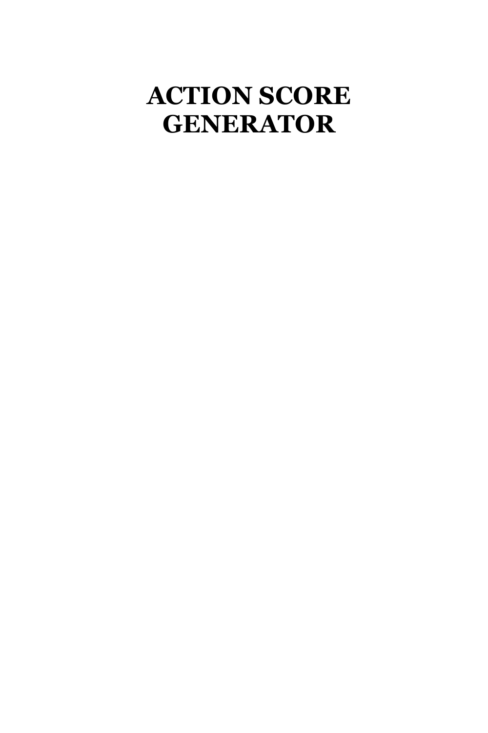# ACTION SCORE GENERATOR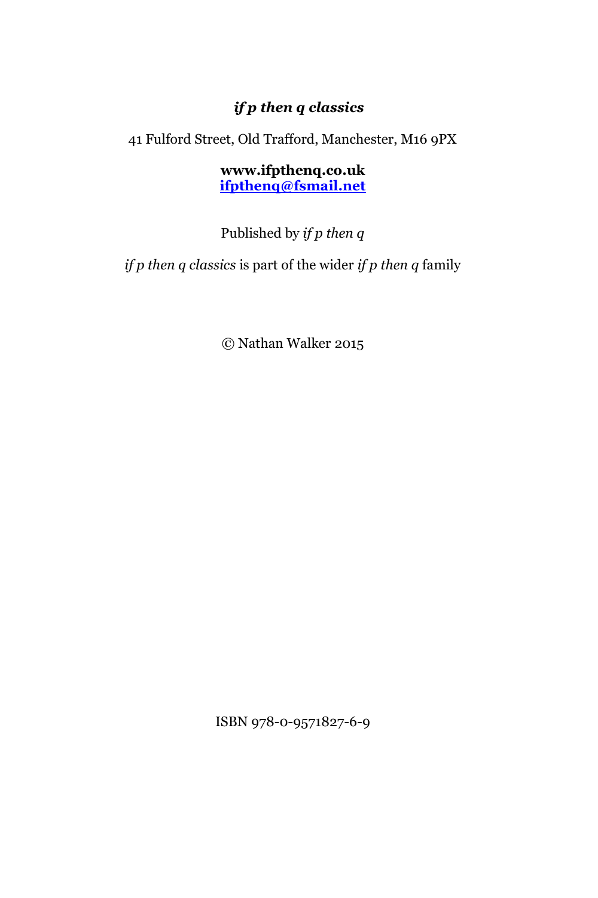***if p then q classics***

41 Fulford Street, Old Trafford, Manchester, M16 9PX

**www.ifpthenq.co.uk**
**ifpthenq@fsmail.net**

Published by *if p then q*

*if p then q classics* is part of the wider *if p then q* family

© Nathan Walker 2015

ISBN 978-0-9571827-6-9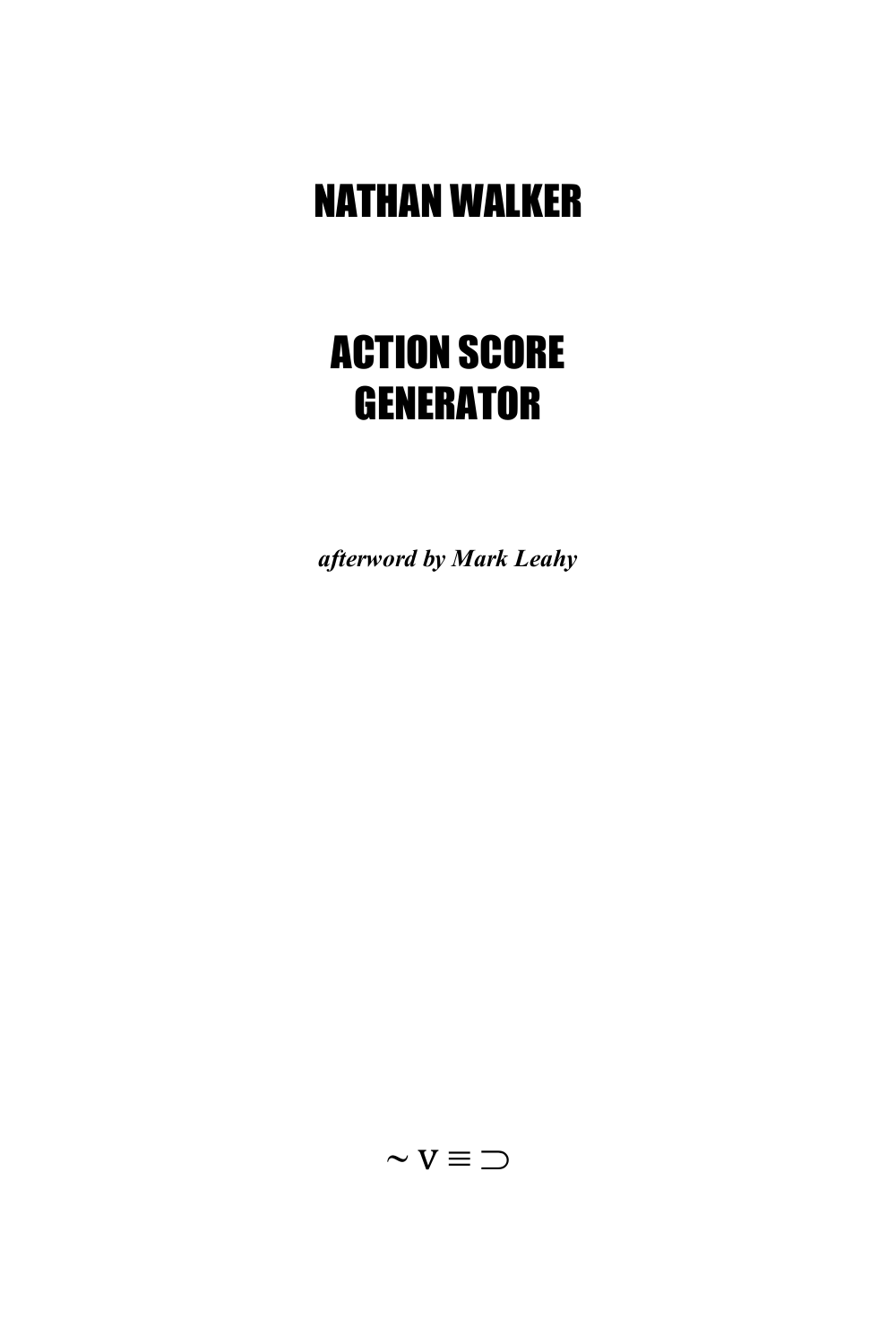# NATHAN WALKER

# ACTION SCORE GENERATOR

***afterword by Mark Leahy***

~ v ≡ ⊃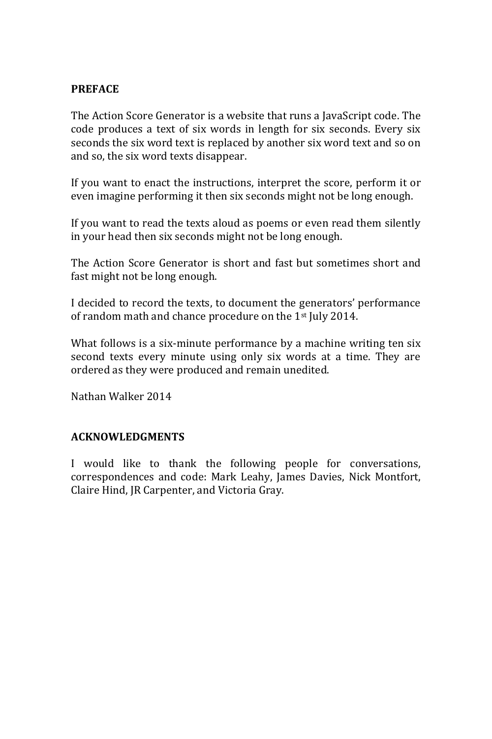## PREFACE

The Action Score Generator is a website that runs a JavaScript code. The code produces a text of six words in length for six seconds. Every six seconds the six word text is replaced by another six word text and so on and so, the six word texts disappear.

If you want to enact the instructions, interpret the score, perform it or even imagine performing it then six seconds might not be long enough.

If you want to read the texts aloud as poems or even read them silently in your head then six seconds might not be long enough.

The Action Score Generator is short and fast but sometimes short and fast might not be long enough.

I decided to record the texts, to document the generators' performance of random math and chance procedure on the 1st July 2014.

What follows is a six-minute performance by a machine writing ten six second texts every minute using only six words at a time. They are ordered as they were produced and remain unedited.

Nathan Walker 2014

## ACKNOWLEDGMENTS

I would like to thank the following people for conversations, correspondences and code: Mark Leahy, James Davies, Nick Montfort, Claire Hind, JR Carpenter, and Victoria Gray.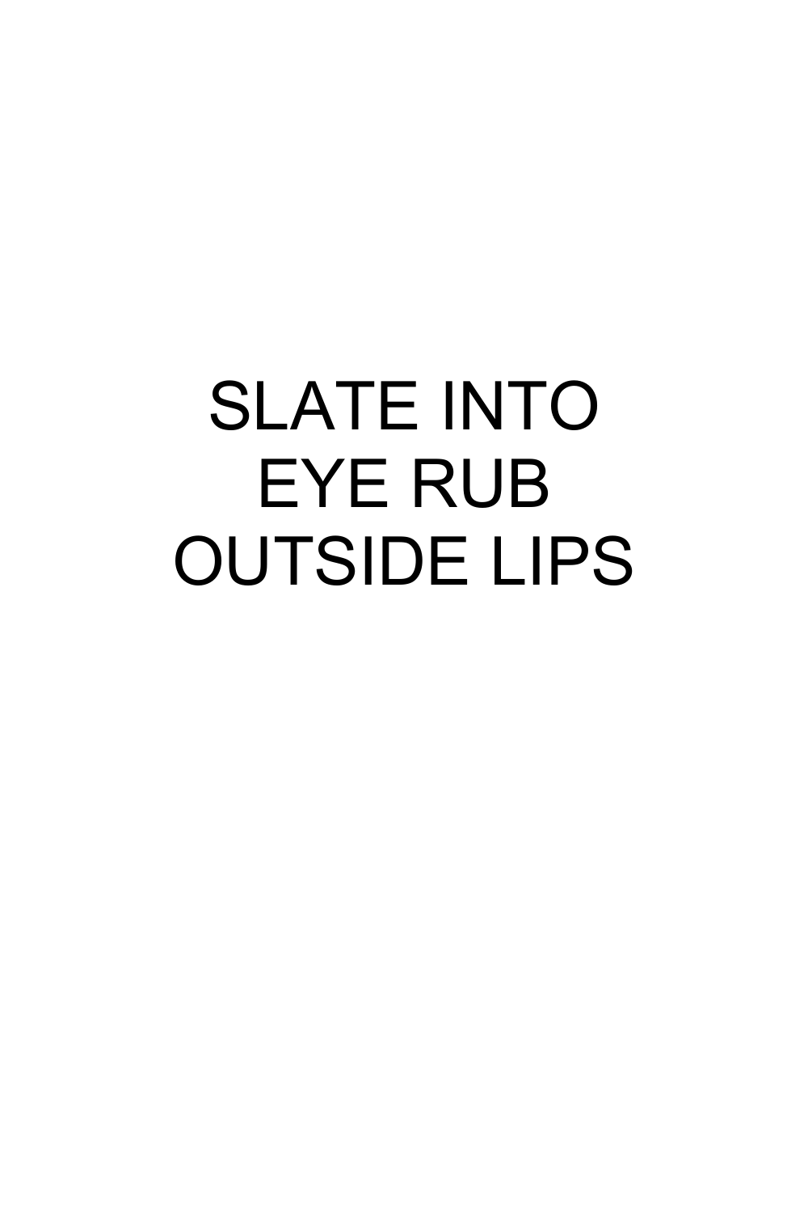SLATE INTO
EYE RUB
OUTSIDE LIPS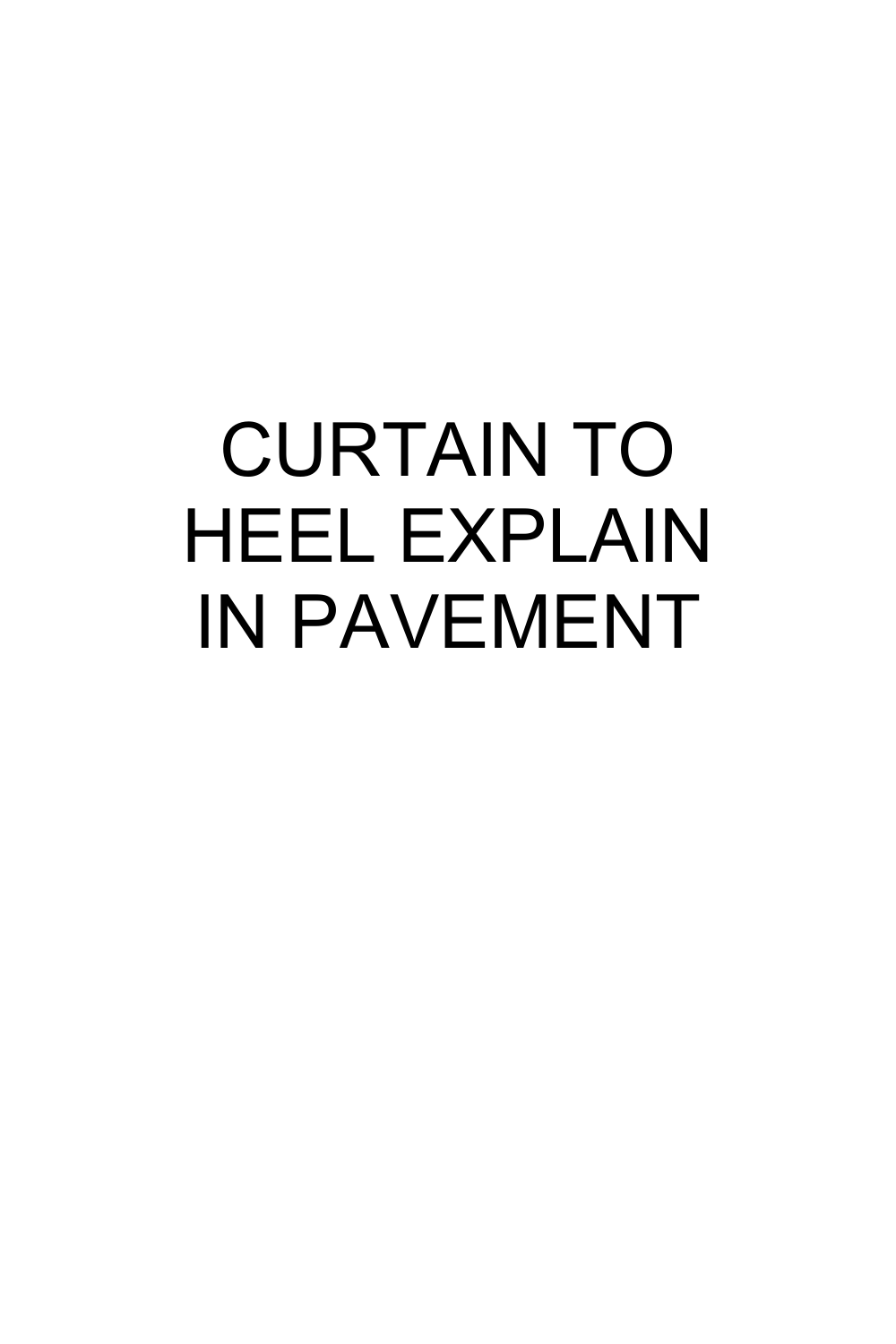# CURTAIN TO HEEL EXPLAIN IN PAVEMENT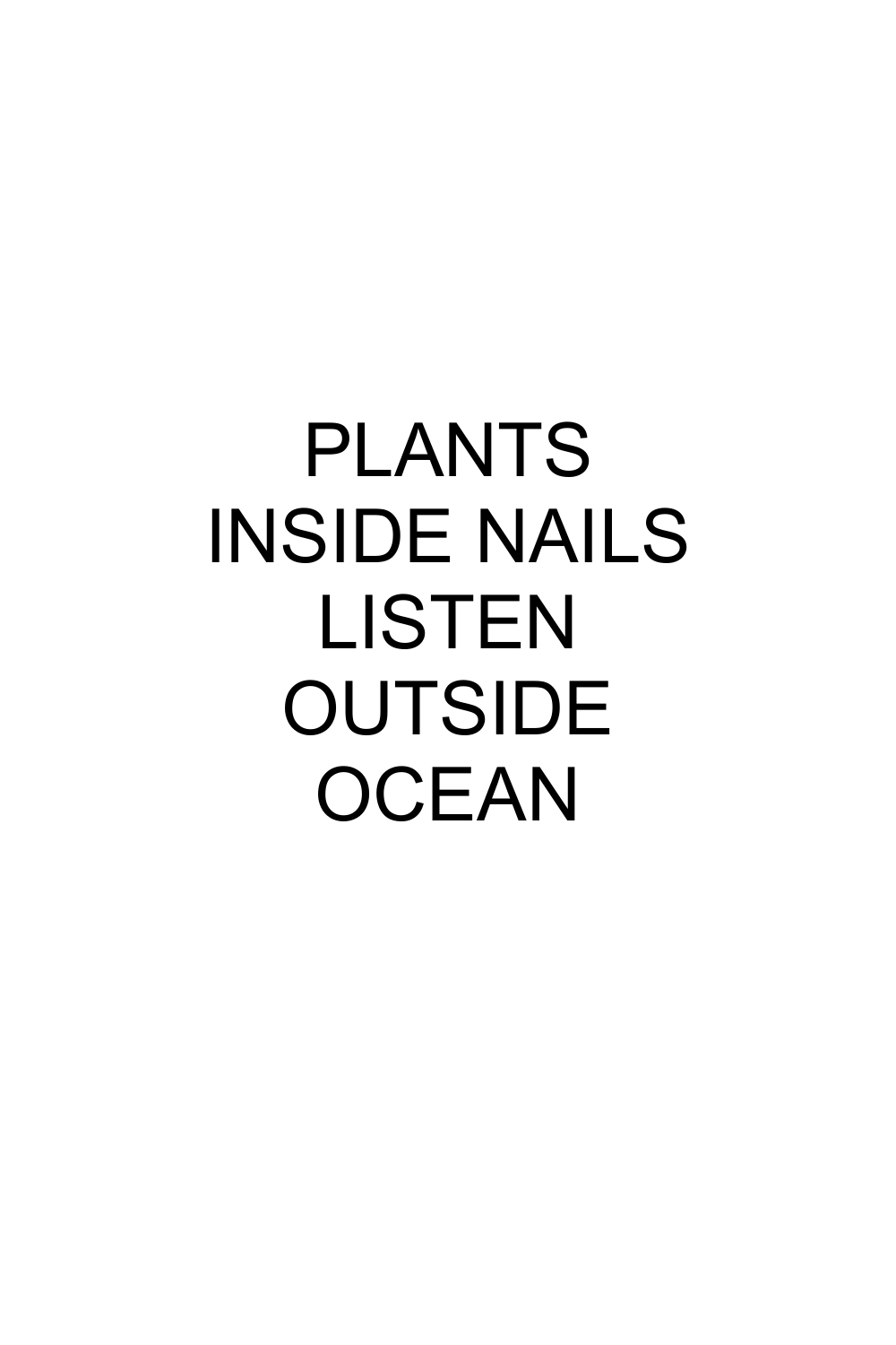PLANTS
INSIDE NAILS
LISTEN
OUTSIDE
OCEAN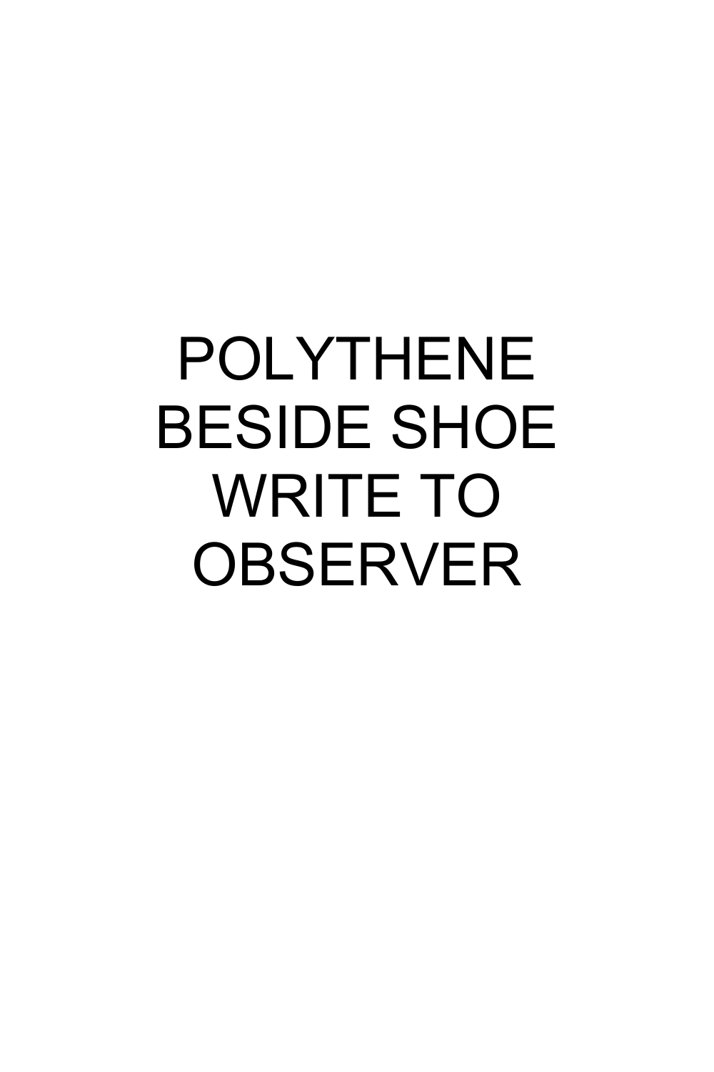POLYTHENE BESIDE SHOE WRITE TO OBSERVER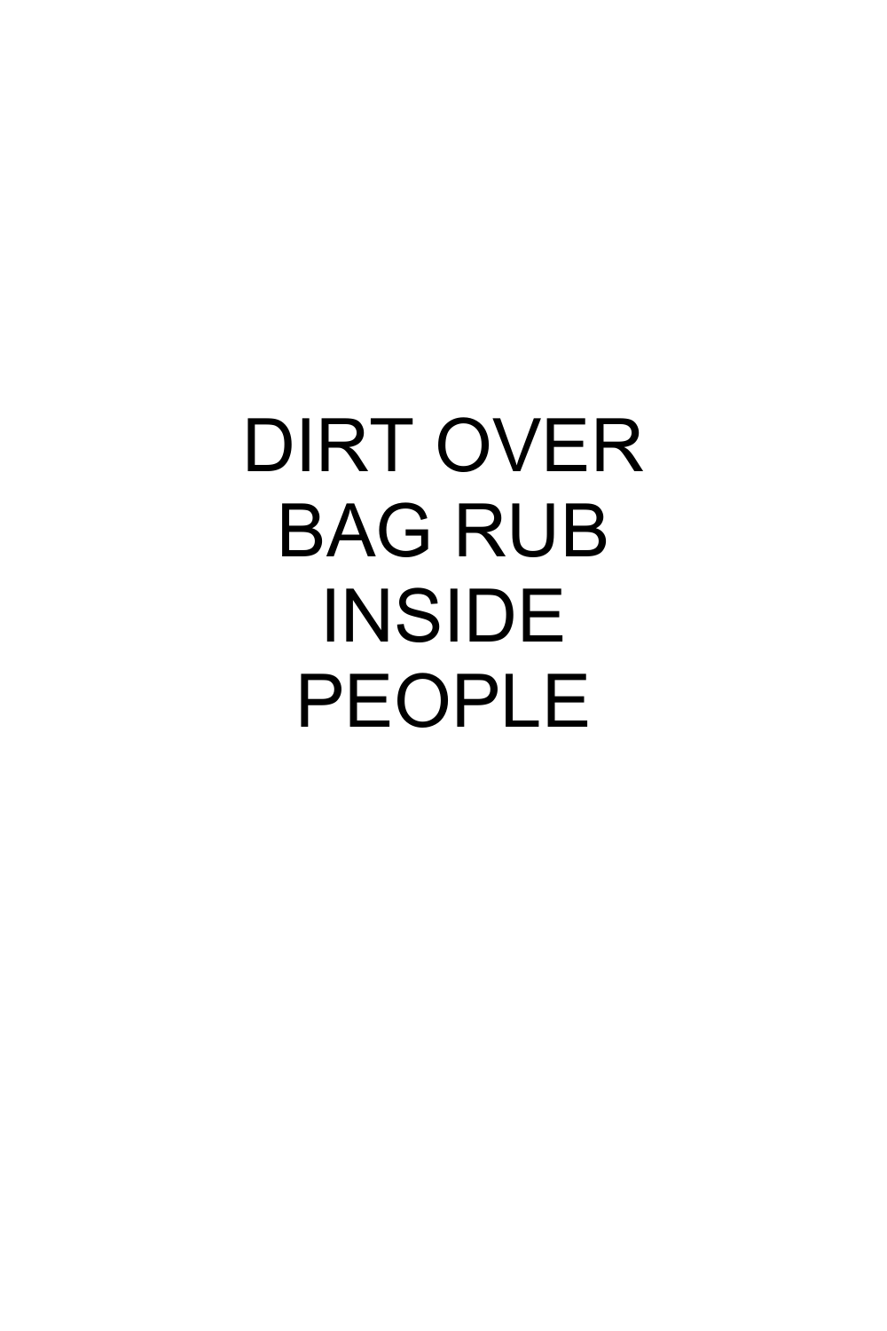DIRT OVER
BAG RUB
INSIDE
PEOPLE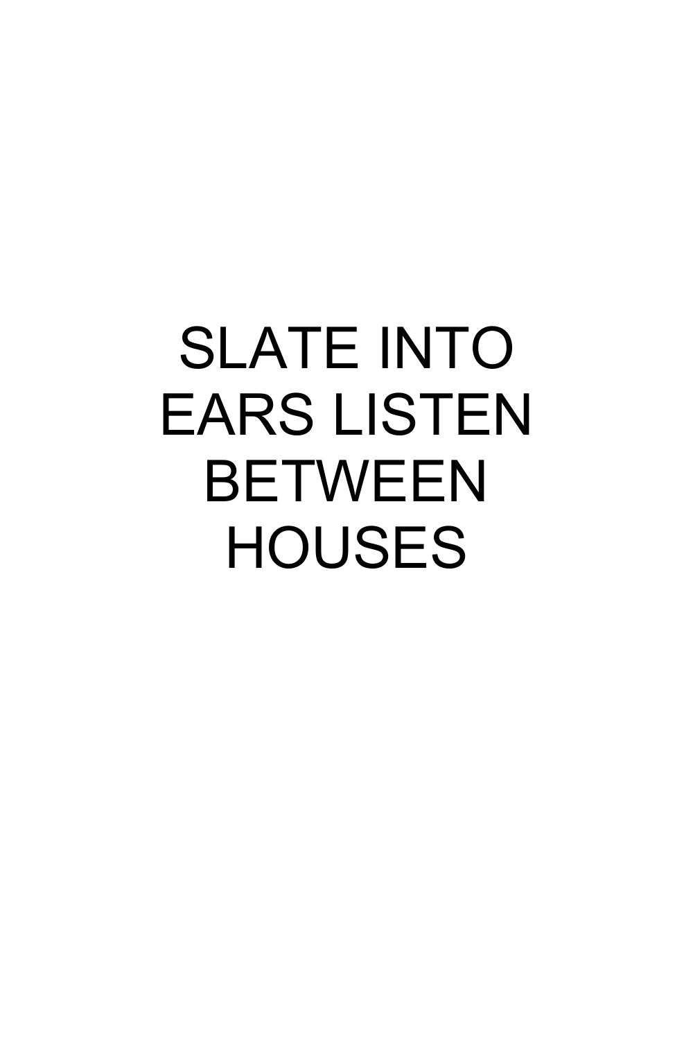SLATE INTO EARS LISTEN BETWEEN HOUSES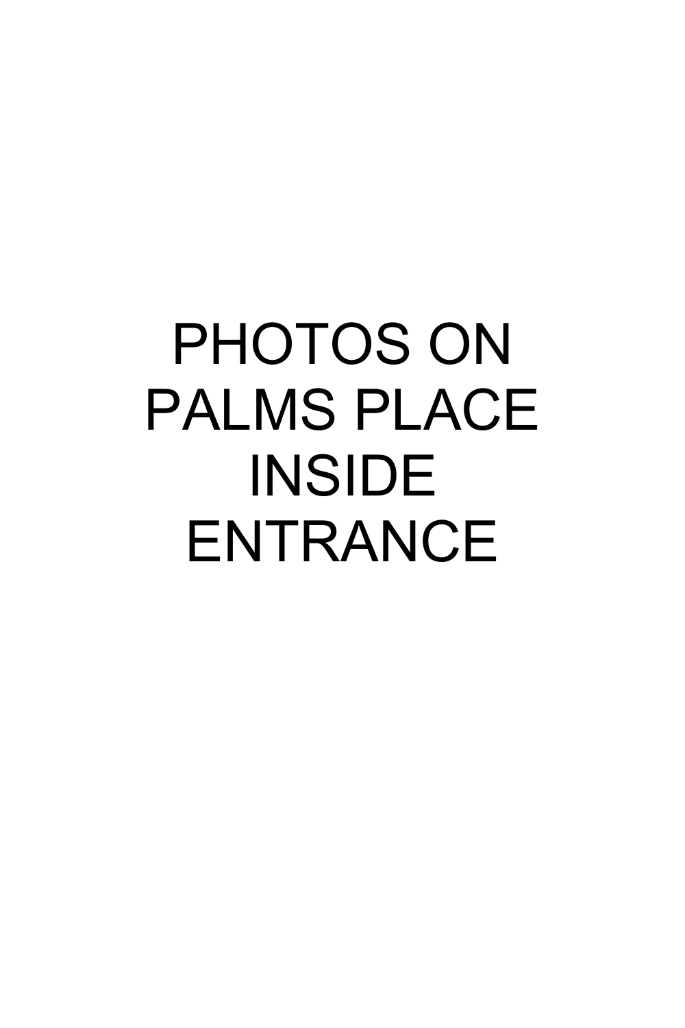# PHOTOS ON PALMS PLACE INSIDE ENTRANCE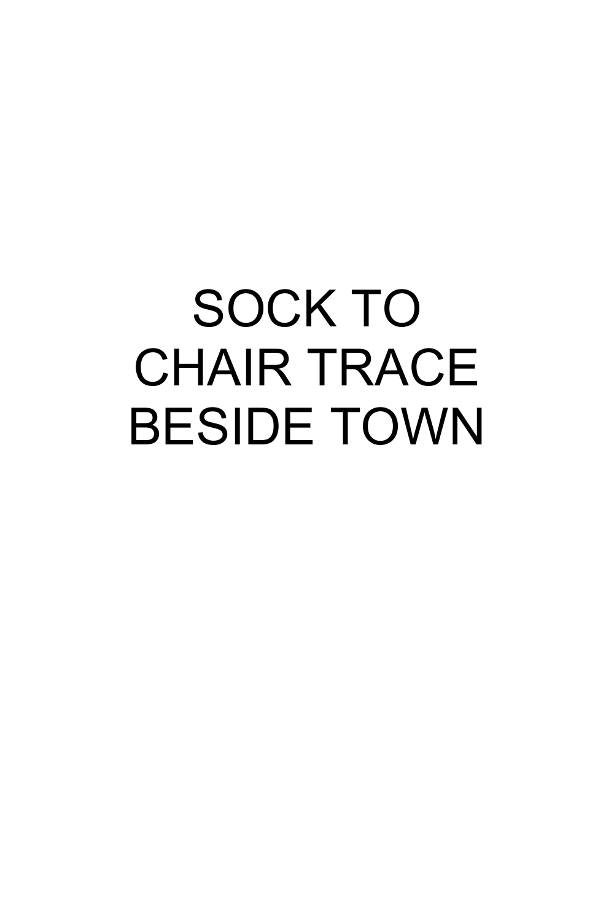SOCK TO
CHAIR TRACE
BESIDE TOWN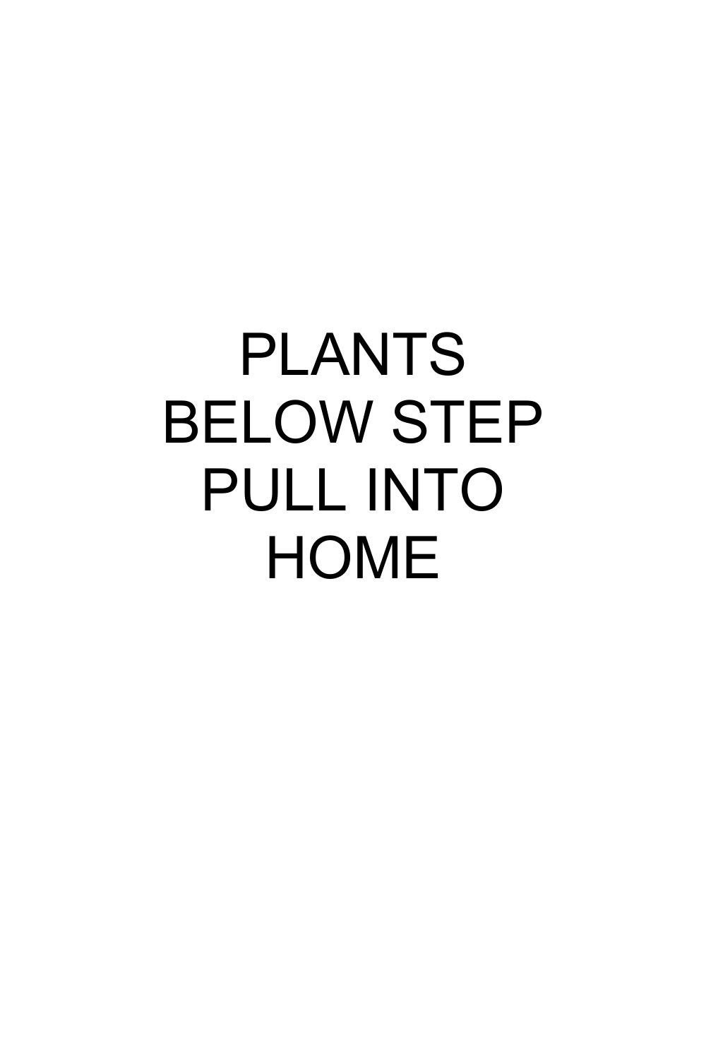PLANTS
BELOW STEP
PULL INTO
HOME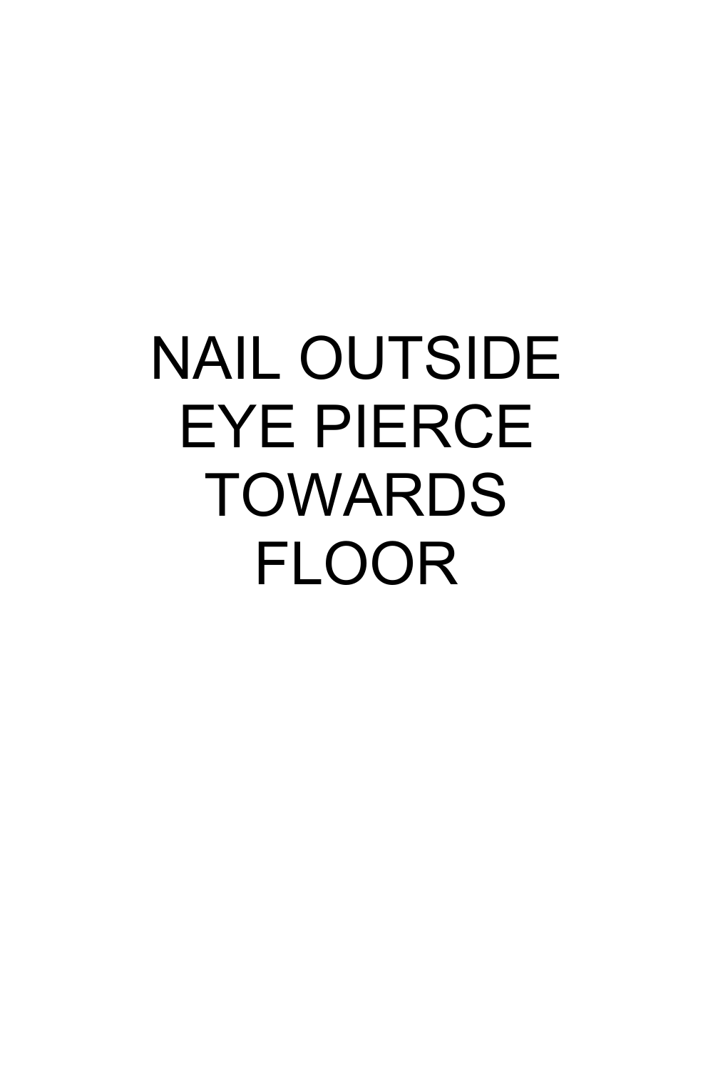NAIL OUTSIDE
EYE PIERCE
TOWARDS
FLOOR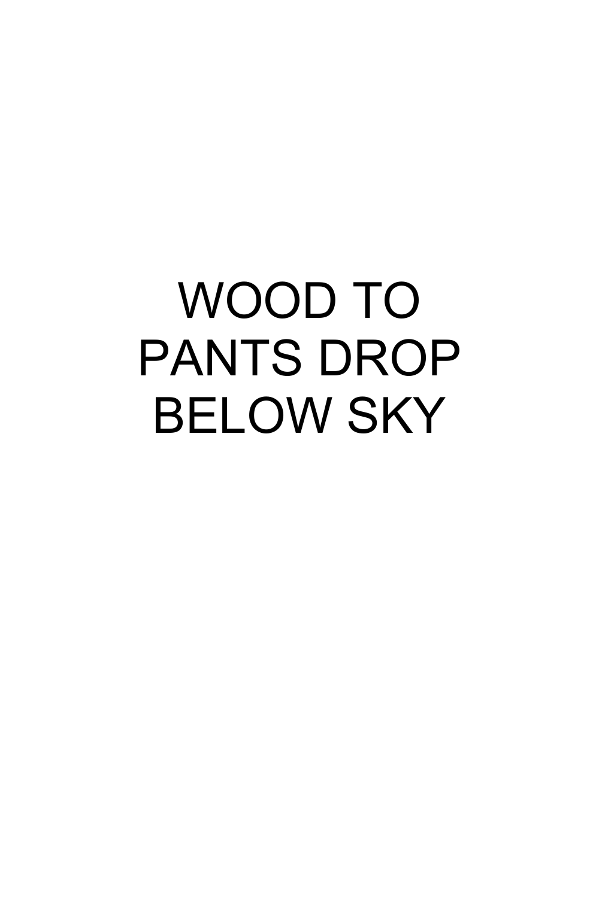WOOD TO
PANTS DROP
BELOW SKY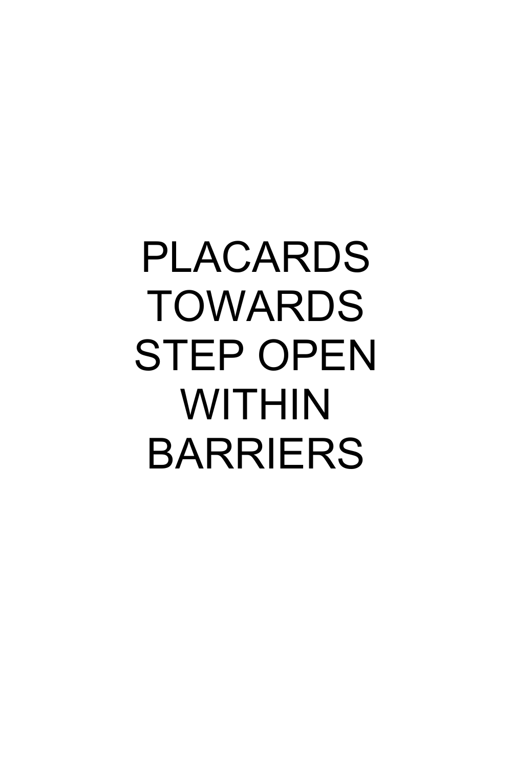PLACARDS
TOWARDS
STEP OPEN
WITHIN
BARRIERS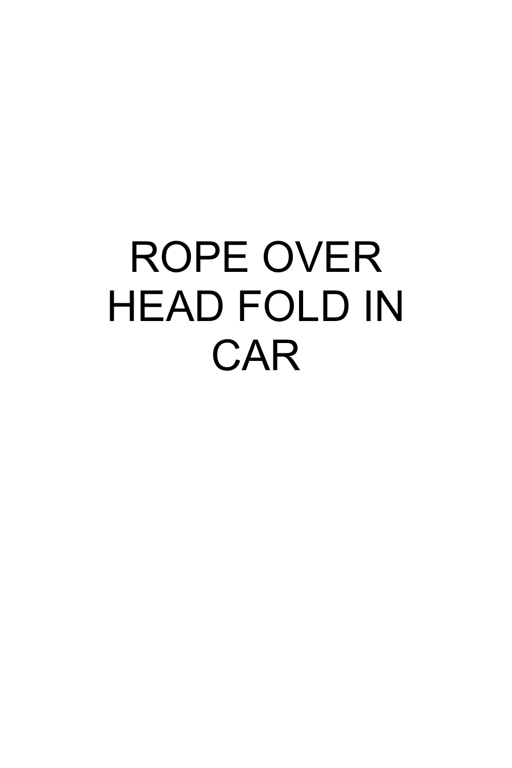ROPE OVER HEAD FOLD IN CAR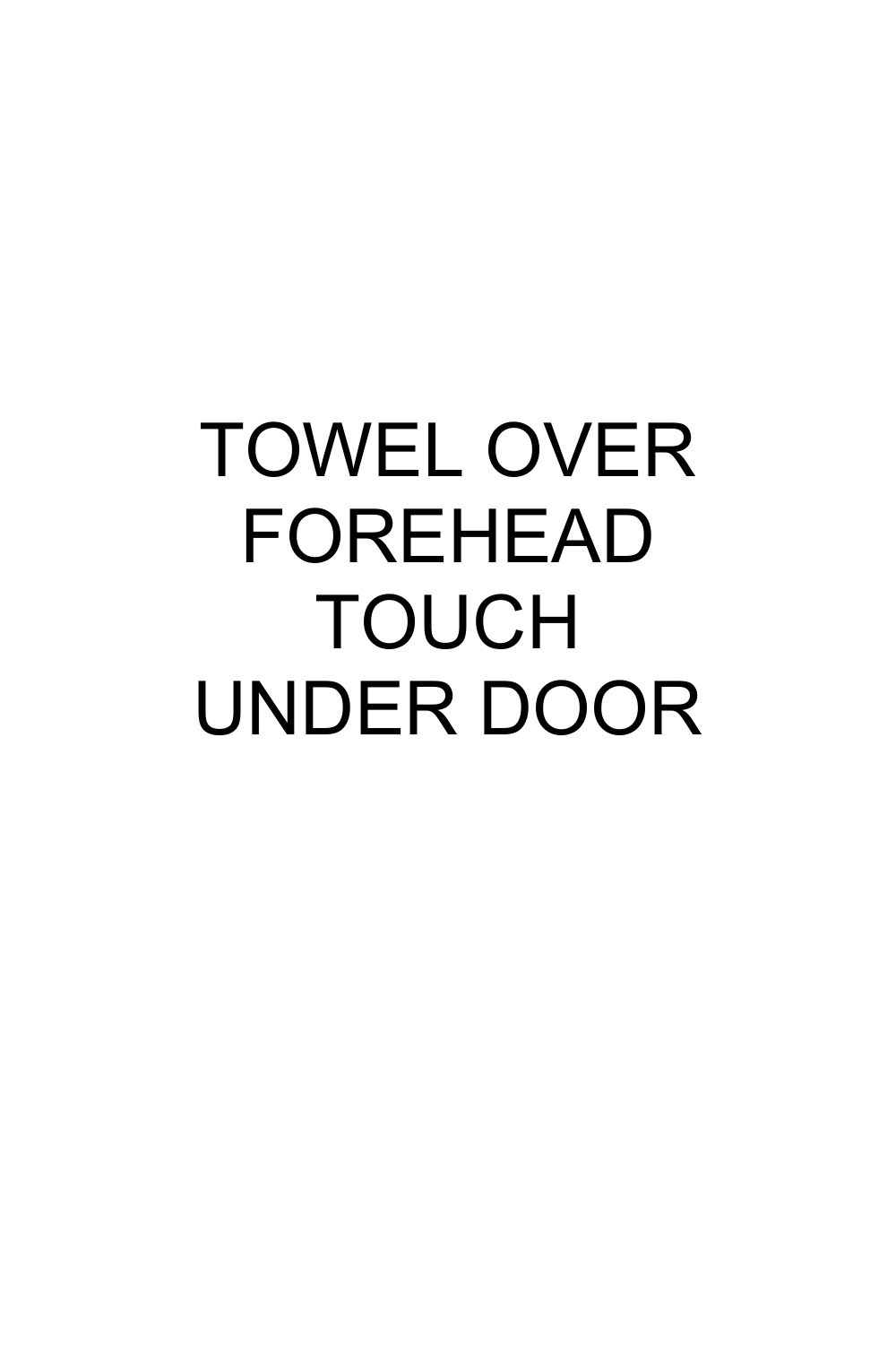TOWEL OVER
FOREHEAD
TOUCH
UNDER DOOR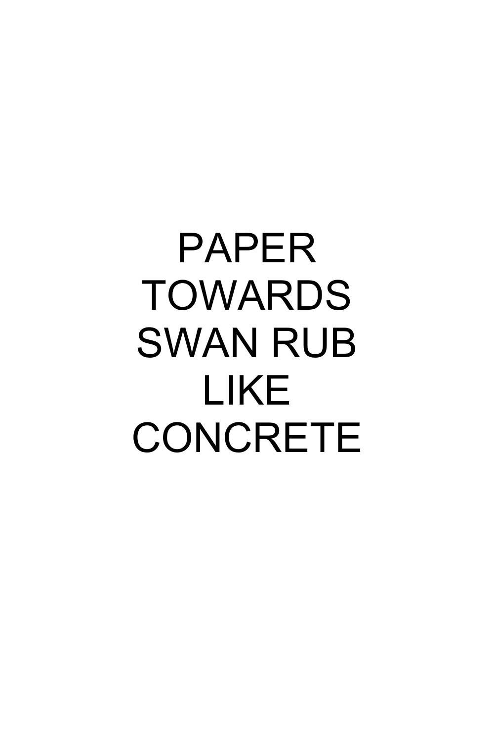PAPER TOWARDS SWAN RUB LIKE CONCRETE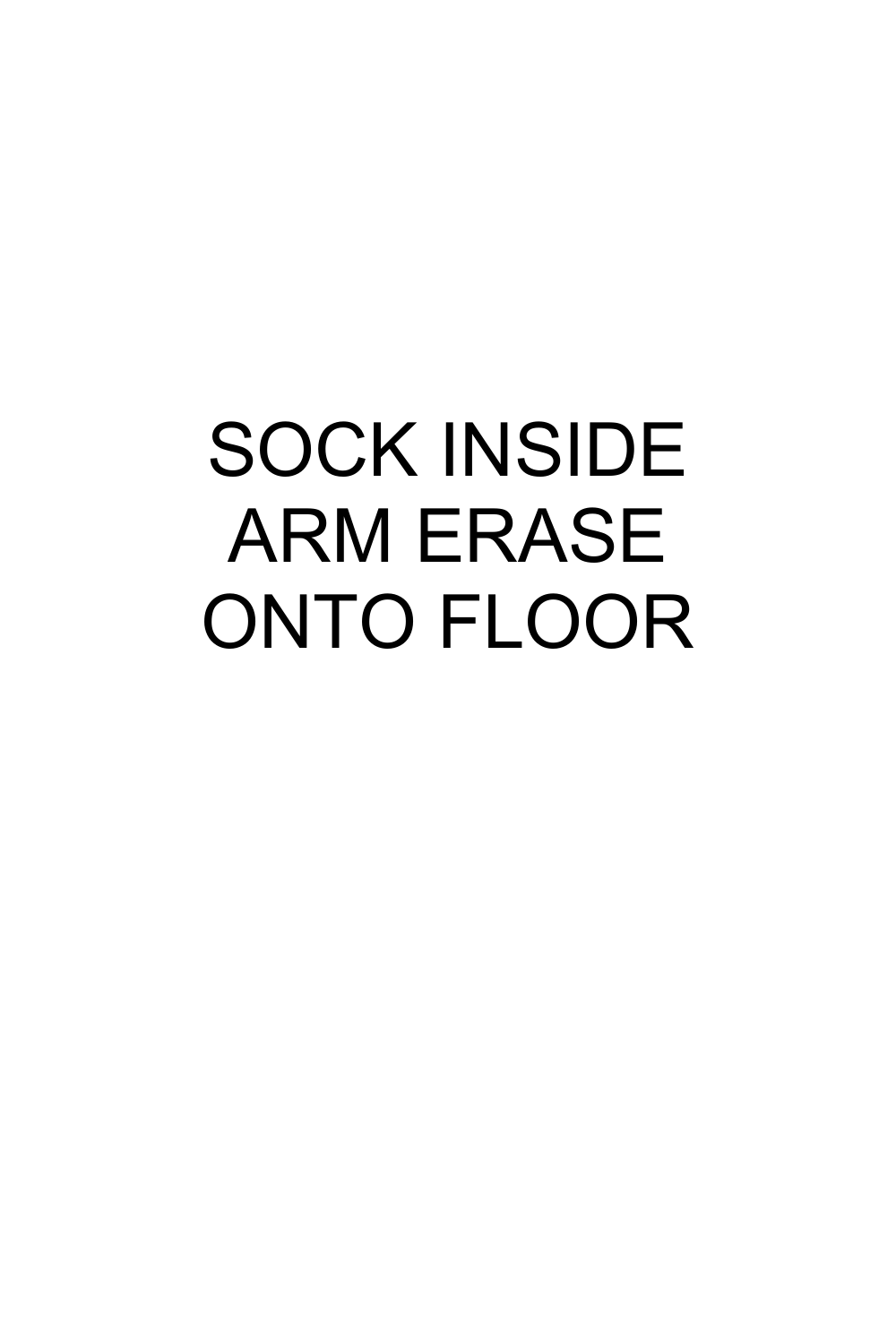SOCK INSIDE
ARM ERASE
ONTO FLOOR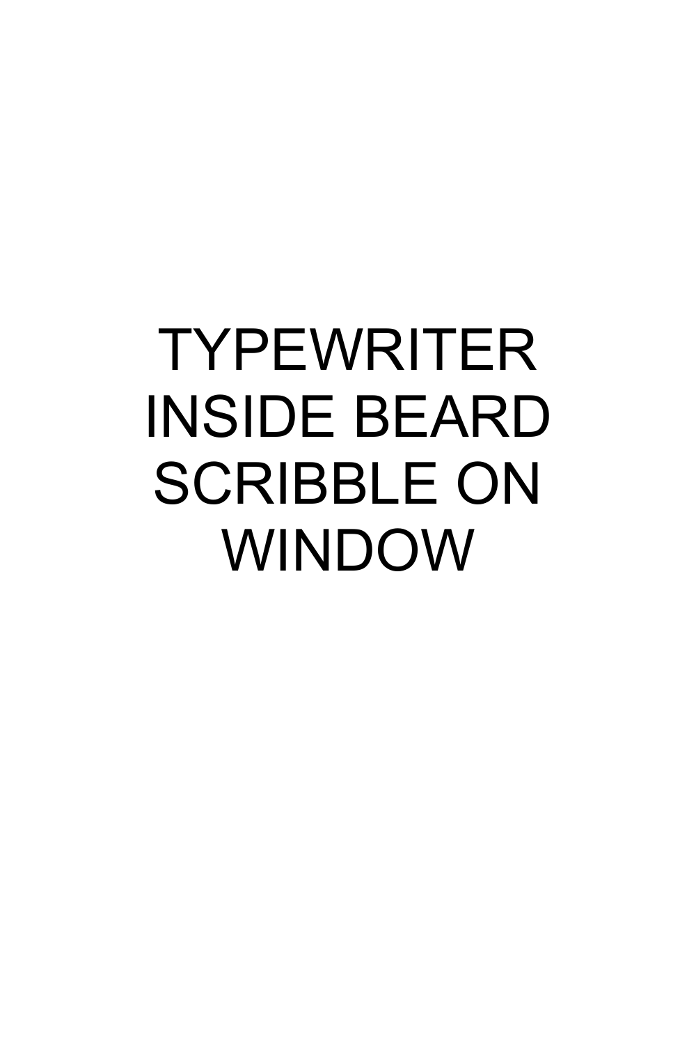TYPEWRITER INSIDE BEARD SCRIBBLE ON WINDOW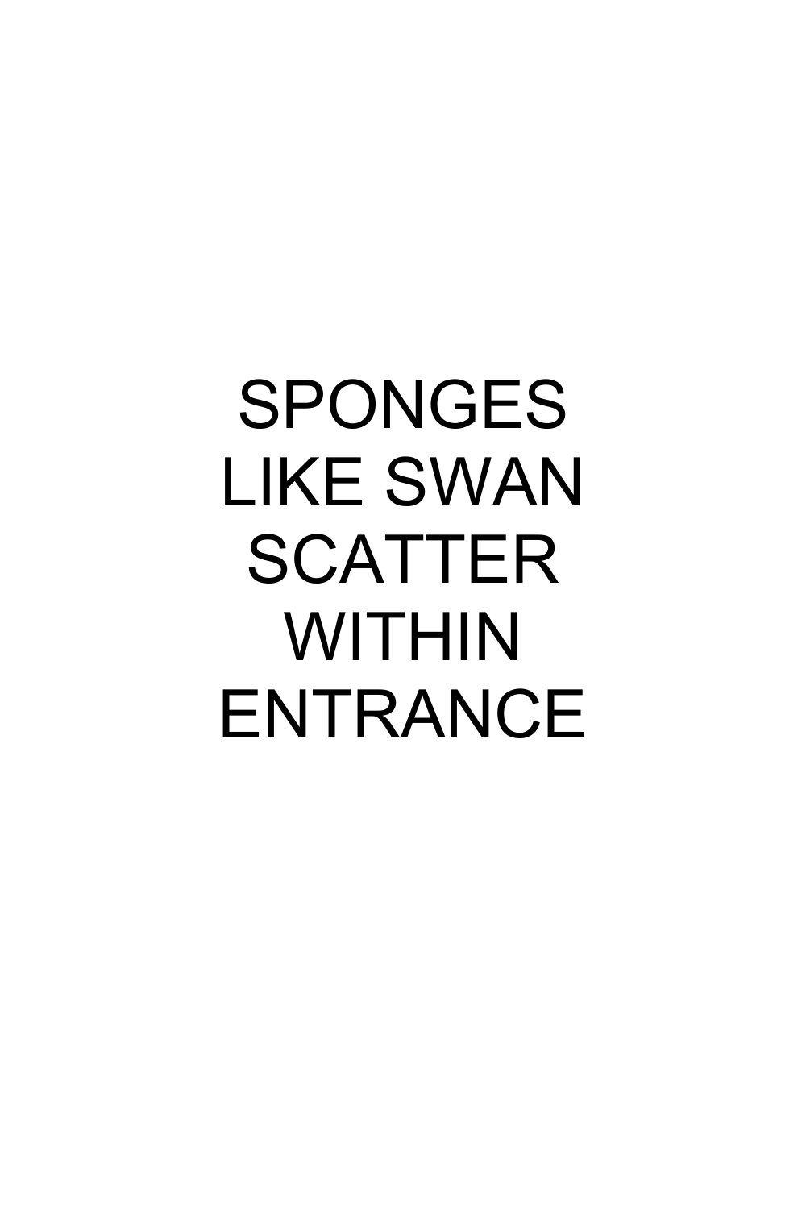SPONGES
LIKE SWAN
SCATTER
WITHIN
ENTRANCE